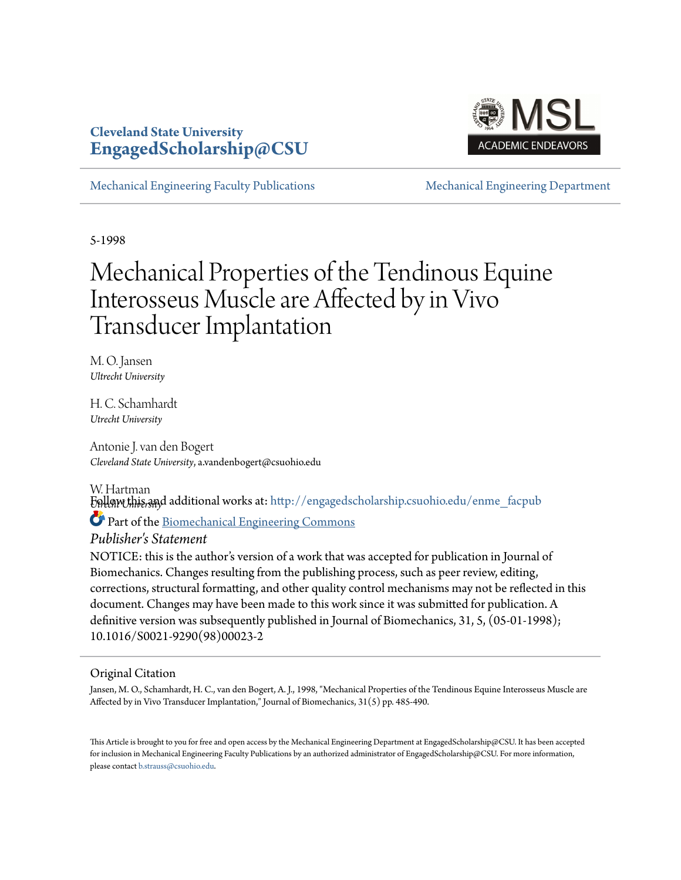**Cleveland State University**
**EngagedScholarship@CSU**

Mechanical Engineering Faculty Publications

Mechanical Engineering Department

5-1998

# Mechanical Properties of the Tendinous Equine Interosseus Muscle are Affected by in Vivo Transducer Implantation

M. O. Jansen
*Ultrecht University*

H. C. Schamhardt
*Utrecht University*

Antonie J. van den Bogert
*Cleveland State University*, a.vandenbogert@csuohio.edu

W. Hartman
*Utrecht University*

Follow this and additional works at: http://engagedscholarship.csuohio.edu/enme_facpub

Part of the Biomechanical Engineering Commons

*Publisher's Statement*

NOTICE: this is the author's version of a work that was accepted for publication in Journal of Biomechanics. Changes resulting from the publishing process, such as peer review, editing, corrections, structural formatting, and other quality control mechanisms may not be reflected in this document. Changes may have been made to this work since it was submitted for publication. A definitive version was subsequently published in Journal of Biomechanics, 31, 5, (05-01-1998); 10.1016/S0021-9290(98)00023-2

## Original Citation

Jansen, M. O., Schamhardt, H. C., van den Bogert, A. J., 1998, "Mechanical Properties of the Tendinous Equine Interosseus Muscle are Affected by in Vivo Transducer Implantation," Journal of Biomechanics, 31(5) pp. 485-490.

This Article is brought to you for free and open access by the Mechanical Engineering Department at EngagedScholarship@CSU. It has been accepted for inclusion in Mechanical Engineering Faculty Publications by an authorized administrator of EngagedScholarship@CSU. For more information, please contact b.strauss@csuohio.edu.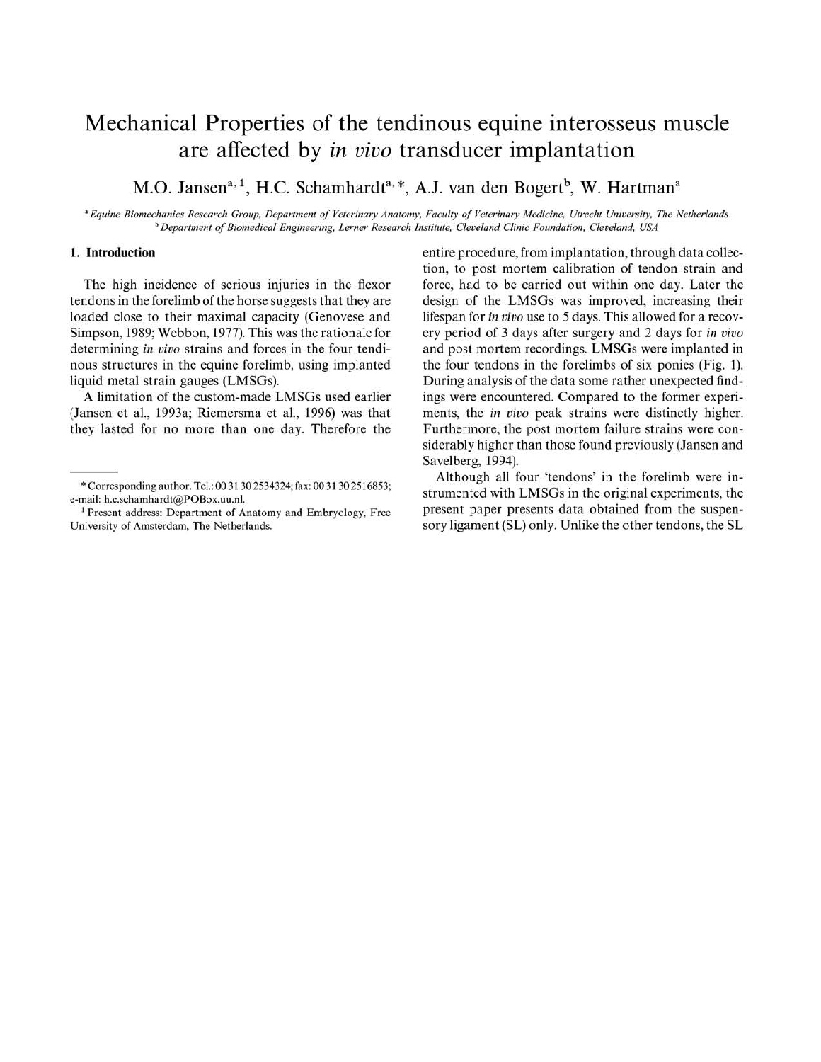# Mechanical Properties of the tendinous equine interosseus muscle are affected by *in vivo* transducer implantation

M.O. Jansen[a,1], H.C. Schamhardt[a,*], A.J. van den Bogert[b], W. Hartman[a]

[a] *Equine Biomechanics Research Group, Department of Veterinary Anatomy, Faculty of Veterinary Medicine, Utrecht University, The Netherlands*
[b] *Department of Biomedical Engineering, Lerner Research Institute, Cleveland Clinic Foundation, Cleveland, USA*

## 1. Introduction

The high incidence of serious injuries in the flexor tendons in the forelimb of the horse suggests that they are loaded close to their maximal capacity (Genovese and Simpson, 1989; Webbon, 1977). This was the rationale for determining *in vivo* strains and forces in the four tendinous structures in the equine forelimb, using implanted liquid metal strain gauges (LMSGs).

A limitation of the custom-made LMSGs used earlier (Jansen et al., 1993a; Riemersma et al., 1996) was that they lasted for no more than one day. Therefore the entire procedure, from implantation, through data collection, to post mortem calibration of tendon strain and force, had to be carried out within one day. Later the design of the LMSGs was improved, increasing their lifespan for *in vivo* use to 5 days. This allowed for a recovery period of 3 days after surgery and 2 days for *in vivo* and post mortem recordings. LMSGs were implanted in the four tendons in the forelimbs of six ponies (Fig. 1). During analysis of the data some rather unexpected findings were encountered. Compared to the former experiments, the *in vivo* peak strains were distinctly higher. Furthermore, the post mortem failure strains were considerably higher than those found previously (Jansen and Savelberg, 1994).

Although all four 'tendons' in the forelimb were instrumented with LMSGs in the original experiments, the present paper presents data obtained from the suspensory ligament (SL) only. Unlike the other tendons, the SL

---

\* Corresponding author. Tel.: 00 31 30 2534324; fax: 00 31 30 2516853; e-mail: h.c.schamhardt@POBox.uu.nl.

[1] Present address: Department of Anatomy and Embryology, Free University of Amsterdam, The Netherlands.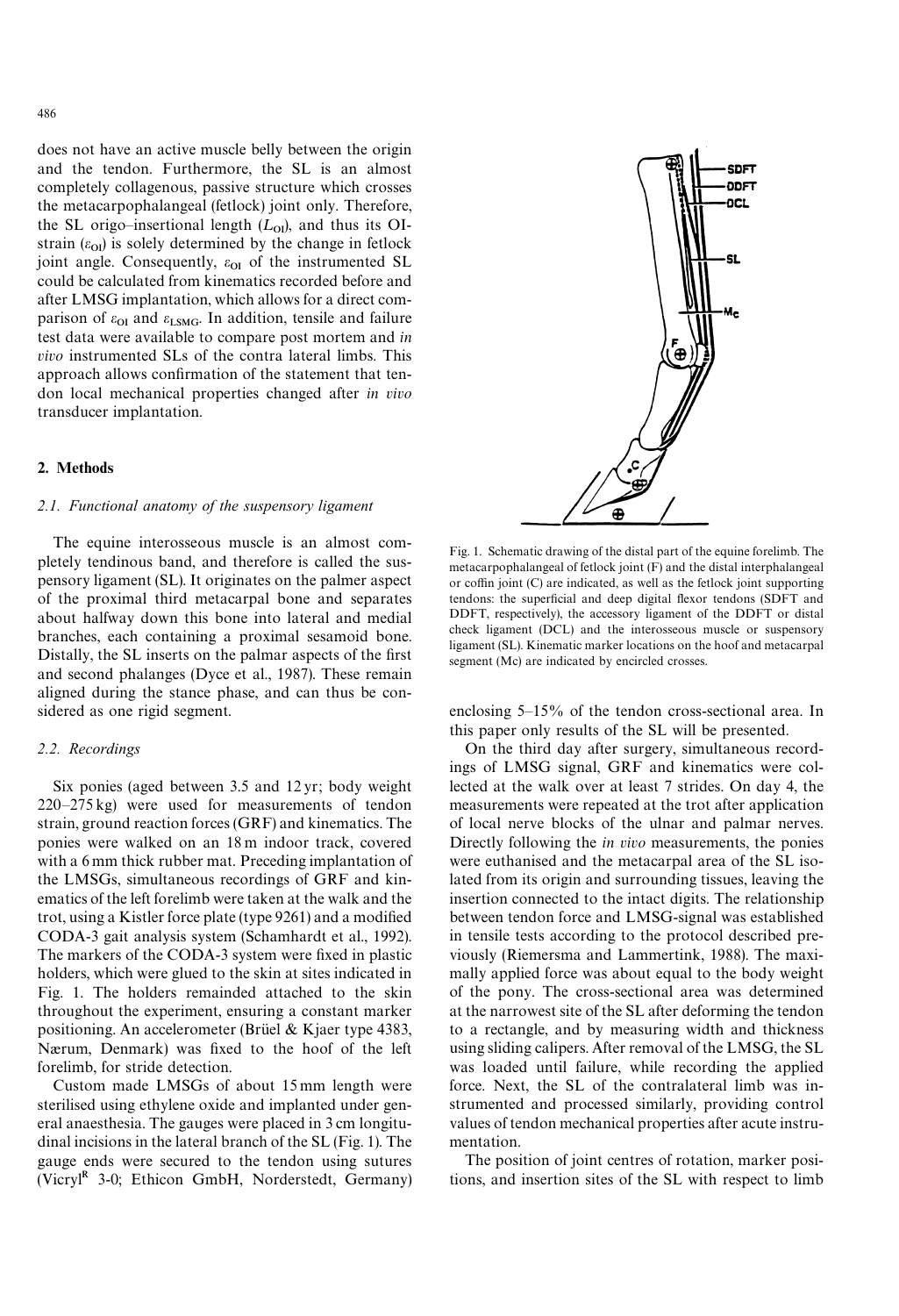does not have an active muscle belly between the origin and the tendon. Furthermore, the SL is an almost completely collagenous, passive structure which crosses the metacarpophalangeal (fetlock) joint only. Therefore, the SL origo–insertional length ($L_{OI}$), and thus its OI-strain ($\varepsilon_{OI}$) is solely determined by the change in fetlock joint angle. Consequently, $\varepsilon_{OI}$ of the instrumented SL could be calculated from kinematics recorded before and after LMSG implantation, which allows for a direct comparison of $\varepsilon_{OI}$ and $\varepsilon_{LSMG}$. In addition, tensile and failure test data were available to compare post mortem and *in vivo* instrumented SLs of the contra lateral limbs. This approach allows confirmation of the statement that tendon local mechanical properties changed after *in vivo* transducer implantation.

## 2. Methods

### 2.1. Functional anatomy of the suspensory ligament

The equine interosseous muscle is an almost completely tendinous band, and therefore is called the suspensory ligament (SL). It originates on the palmer aspect of the proximal third metacarpal bone and separates about halfway down this bone into lateral and medial branches, each containing a proximal sesamoid bone. Distally, the SL inserts on the palmar aspects of the first and second phalanges (Dyce et al., 1987). These remain aligned during the stance phase, and can thus be considered as one rigid segment.

### 2.2. Recordings

Six ponies (aged between 3.5 and 12 yr; body weight 220–275 kg) were used for measurements of tendon strain, ground reaction forces (GRF) and kinematics. The ponies were walked on an 18 m indoor track, covered with a 6 mm thick rubber mat. Preceding implantation of the LMSGs, simultaneous recordings of GRF and kinematics of the left forelimb were taken at the walk and the trot, using a Kistler force plate (type 9261) and a modified CODA-3 gait analysis system (Schamhardt et al., 1992). The markers of the CODA-3 system were fixed in plastic holders, which were glued to the skin at sites indicated in Fig. 1. The holders remainded attached to the skin throughout the experiment, ensuring a constant marker positioning. An accelerometer (Brüel & Kjaer type 4383, Nærum, Denmark) was fixed to the hoof of the left forelimb, for stride detection.

Custom made LMSGs of about 15 mm length were sterilised using ethylene oxide and implanted under general anaesthesia. The gauges were placed in 3 cm longitudinal incisions in the lateral branch of the SL (Fig. 1). The gauge ends were secured to the tendon using sutures (Vicryl® 3-0; Ethicon GmbH, Norderstedt, Germany)

Fig. 1. Schematic drawing of the distal part of the equine forelimb. The metacarpophalangeal of fetlock joint (F) and the distal interphalangeal or coffin joint (C) are indicated, as well as the fetlock joint supporting tendons: the superficial and deep digital flexor tendons (SDFT and DDFT, respectively), the accessory ligament of the DDFT or distal check ligament (DCL) and the interosseous muscle or suspensory ligament (SL). Kinematic marker locations on the hoof and metacarpal segment (Mc) are indicated by encircled crosses.

enclosing 5–15% of the tendon cross-sectional area. In this paper only results of the SL will be presented.

On the third day after surgery, simultaneous recordings of LMSG signal, GRF and kinematics were collected at the walk over at least 7 strides. On day 4, the measurements were repeated at the trot after application of local nerve blocks of the ulnar and palmar nerves. Directly following the *in vivo* measurements, the ponies were euthanised and the metacarpal area of the SL isolated from its origin and surrounding tissues, leaving the insertion connected to the intact digits. The relationship between tendon force and LMSG-signal was established in tensile tests according to the protocol described previously (Riemersma and Lammertink, 1988). The maximally applied force was about equal to the body weight of the pony. The cross-sectional area was determined at the narrowest site of the SL after deforming the tendon to a rectangle, and by measuring width and thickness using sliding calipers. After removal of the LMSG, the SL was loaded until failure, while recording the applied force. Next, the SL of the contralateral limb was instrumented and processed similarly, providing control values of tendon mechanical properties after acute instrumentation.

The position of joint centres of rotation, marker positions, and insertion sites of the SL with respect to limb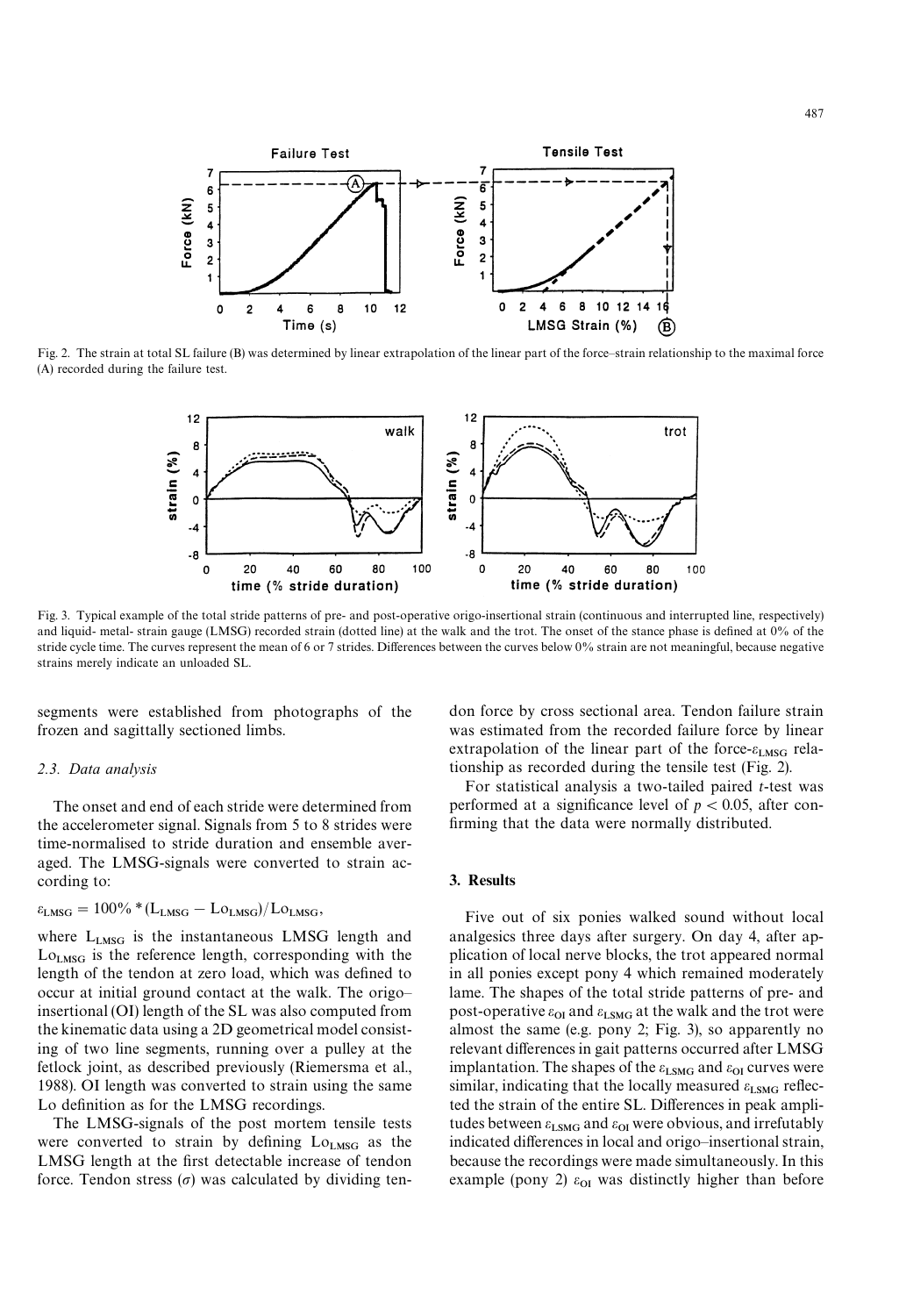Fig. 2. The strain at total SL failure (B) was determined by linear extrapolation of the linear part of the force–strain relationship to the maximal force (A) recorded during the failure test.

Fig. 3. Typical example of the total stride patterns of pre- and post-operative origo-insertional strain (continuous and interrupted line, respectively) and liquid- metal- strain gauge (LMSG) recorded strain (dotted line) at the walk and the trot. The onset of the stance phase is defined at 0% of the stride cycle time. The curves represent the mean of 6 or 7 strides. Differences between the curves below 0% strain are not meaningful, because negative strains merely indicate an unloaded SL.

segments were established from photographs of the frozen and sagittally sectioned limbs.

### 2.3. Data analysis

The onset and end of each stride were determined from the accelerometer signal. Signals from 5 to 8 strides were time-normalised to stride duration and ensemble averaged. The LMSG-signals were converted to strain according to:

$$\varepsilon_{LMSG} = 100\% * (L_{LMSG} - Lo_{LMSG})/Lo_{LMSG},$$

where $L_{LMSG}$ is the instantaneous LMSG length and $Lo_{LMSG}$ is the reference length, corresponding with the length of the tendon at zero load, which was defined to occur at initial ground contact at the walk. The origo–insertional (OI) length of the SL was also computed from the kinematic data using a 2D geometrical model consisting of two line segments, running over a pulley at the fetlock joint, as described previously (Riemersma et al., 1988). OI length was converted to strain using the same Lo definition as for the LMSG recordings.

The LMSG-signals of the post mortem tensile tests were converted to strain by defining $Lo_{LMSG}$ as the LMSG length at the first detectable increase of tendon force. Tendon stress ($\sigma$) was calculated by dividing tendon force by cross sectional area. Tendon failure strain was estimated from the recorded failure force by linear extrapolation of the linear part of the force-$\varepsilon_{LMSG}$ relationship as recorded during the tensile test (Fig. 2).

For statistical analysis a two-tailed paired $t$-test was performed at a significance level of $p < 0.05$, after confirming that the data were normally distributed.

## 3. Results

Five out of six ponies walked sound without local analgesics three days after surgery. On day 4, after application of local nerve blocks, the trot appeared normal in all ponies except pony 4 which remained moderately lame. The shapes of the total stride patterns of pre- and post-operative $\varepsilon_{OI}$ and $\varepsilon_{LSMG}$ at the walk and the trot were almost the same (e.g. pony 2; Fig. 3), so apparently no relevant differences in gait patterns occurred after LMSG implantation. The shapes of the $\varepsilon_{LSMG}$ and $\varepsilon_{OI}$ curves were similar, indicating that the locally measured $\varepsilon_{LSMG}$ reflected the strain of the entire SL. Differences in peak amplitudes between $\varepsilon_{LSMG}$ and $\varepsilon_{OI}$ were obvious, and irrefutably indicated differences in local and origo–insertional strain, because the recordings were made simultaneously. In this example (pony 2) $\varepsilon_{OI}$ was distinctly higher than before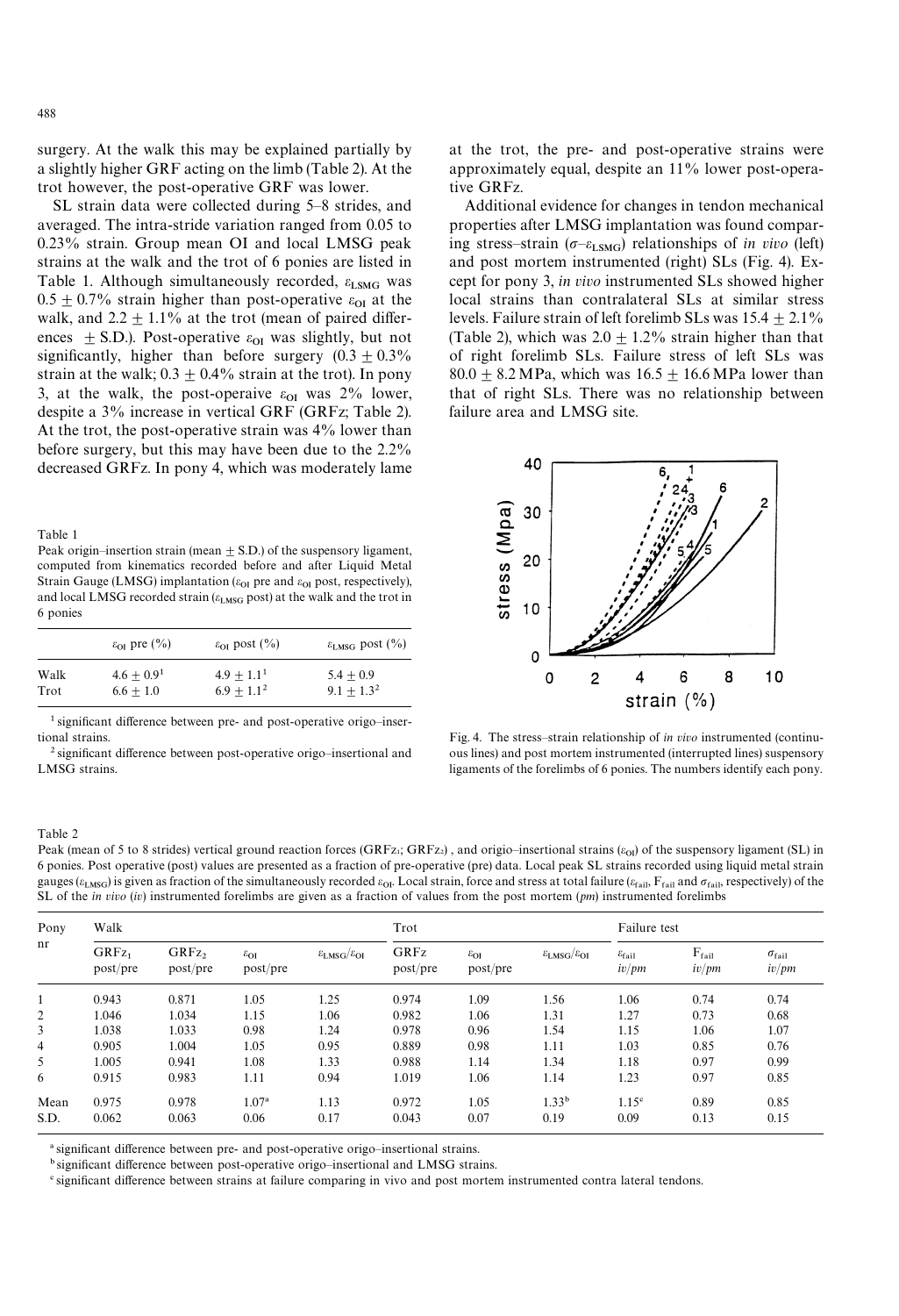surgery. At the walk this may be explained partially by a slightly higher GRF acting on the limb (Table 2). At the trot however, the post-operative GRF was lower.

SL strain data were collected during 5–8 strides, and averaged. The intra-stride variation ranged from 0.05 to 0.23% strain. Group mean OI and local LMSG peak strains at the walk and the trot of 6 ponies are listed in Table 1. Although simultaneously recorded, $\varepsilon_{LSMG}$ was $0.5 \pm 0.7\%$ strain higher than post-operative $\varepsilon_{OI}$ at the walk, and $2.2 \pm 1.1\%$ at the trot (mean of paired differences $\pm$ S.D.). Post-operative $\varepsilon_{OI}$ was slightly, but not significantly, higher than before surgery ($0.3 \pm 0.3\%$ strain at the walk; $0.3 \pm 0.4\%$ strain at the trot). In pony 3, at the walk, the post-operaive $\varepsilon_{OI}$ was 2% lower, despite a 3% increase in vertical GRF (GRFz; Table 2). At the trot, the post-operative strain was 4% lower than before surgery, but this may have been due to the 2.2% decreased GRFz. In pony 4, which was moderately lame at the trot, the pre- and post-operative strains were approximately equal, despite an 11% lower post-operative GRFz.

Additional evidence for changes in tendon mechanical properties after LMSG implantation was found comparing stress–strain ($\sigma$–$\varepsilon_{LSMG}$) relationships of *in vivo* (left) and post mortem instrumented (right) SLs (Fig. 4). Except for pony 3, *in vivo* instrumented SLs showed higher local strains than contralateral SLs at similar stress levels. Failure strain of left forelimb SLs was $15.4 \pm 2.1\%$ (Table 2), which was $2.0 \pm 1.2\%$ strain higher than that of right forelimb SLs. Failure stress of left SLs was $80.0 \pm 8.2$ MPa, which was $16.5 \pm 16.6$ MPa lower than that of right SLs. There was no relationship between failure area and LMSG site.

Table 1

Peak origin–insertion strain (mean $\pm$ S.D.) of the suspensory ligament, computed from kinematics recorded before and after Liquid Metal Strain Gauge (LMSG) implantation ($\varepsilon_{OI}$ pre and $\varepsilon_{OI}$ post, respectively), and local LMSG recorded strain ($\varepsilon_{LMSG}$ post) at the walk and the trot in 6 ponies

| | $\varepsilon_{OI}$ pre (%) | $\varepsilon_{OI}$ post (%) | $\varepsilon_{LMSG}$ post (%) |
|---|---|---|---|
| Walk | $4.6 \pm 0.9^1$ | $4.9 \pm 1.1^1$ | $5.4 \pm 0.9$ |
| Trot | $6.6 \pm 1.0$ | $6.9 \pm 1.1^2$ | $9.1 \pm 1.3^2$ |

[1] significant difference between pre- and post-operative origo–insertional strains.

[2] significant difference between post-operative origo–insertional and LMSG strains.

Fig. 4. The stress–strain relationship of *in vivo* instrumented (continuous lines) and post mortem instrumented (interrupted lines) suspensory ligaments of the forelimbs of 6 ponies. The numbers identify each pony.

Table 2

Peak (mean of 5 to 8 strides) vertical ground reaction forces ($GRFz_1$; $GRFz_2$), and origio–insertional strains ($\varepsilon_{OI}$) of the suspensory ligament (SL) in 6 ponies. Post operative (post) values are presented as a fraction of pre-operative (pre) data. Local peak SL strains recorded using liquid metal strain gauges ($\varepsilon_{LMSG}$) is given as fraction of the simultaneously recorded $\varepsilon_{OI}$. Local strain, force and stress at total failure ($\varepsilon_{fail}$, $F_{fail}$ and $\sigma_{fail}$, respectively) of the SL of the *in vivo* (*iv*) instrumented forelimbs are given as a fraction of values from the post mortem (*pm*) instrumented forelimbs

| Pony nr | Walk | | | | Trot | | | Failure test | | |
|---|---|---|---|---|---|---|---|---|---|---|
| | $GRFz_1$ post/pre | $GRFz_2$ post/pre | $\varepsilon_{OI}$ post/pre | $\varepsilon_{LMSG}/\varepsilon_{OI}$ | GRFz post/pre | $\varepsilon_{OI}$ post/pre | $\varepsilon_{LMSG}/\varepsilon_{OI}$ | $\varepsilon_{fail}$ *iv/pm* | $F_{fail}$ *iv/pm* | $\sigma_{fail}$ *iv/pm* |
| 1 | 0.943 | 0.871 | 1.05 | 1.25 | 0.974 | 1.09 | 1.56 | 1.06 | 0.74 | 0.74 |
| 2 | 1.046 | 1.034 | 1.15 | 1.06 | 0.982 | 1.06 | 1.31 | 1.27 | 0.73 | 0.68 |
| 3 | 1.038 | 1.033 | 0.98 | 1.24 | 0.978 | 0.96 | 1.54 | 1.15 | 1.06 | 1.07 |
| 4 | 0.905 | 1.004 | 1.05 | 0.95 | 0.889 | 0.98 | 1.11 | 1.03 | 0.85 | 0.76 |
| 5 | 1.005 | 0.941 | 1.08 | 1.33 | 0.988 | 1.14 | 1.34 | 1.18 | 0.97 | 0.99 |
| 6 | 0.915 | 0.983 | 1.11 | 0.94 | 1.019 | 1.06 | 1.14 | 1.23 | 0.97 | 0.85 |
| Mean | 0.975 | 0.978 | 1.07[a] | 1.13 | 0.972 | 1.05 | 1.33[b] | 1.15[c] | 0.89 | 0.85 |
| S.D. | 0.062 | 0.063 | 0.06 | 0.17 | 0.043 | 0.07 | 0.19 | 0.09 | 0.13 | 0.15 |

[a] significant difference between pre- and post-operative origo–insertional strains.

[b] significant difference between post-operative origo–insertional and LMSG strains.

[c] significant difference between strains at failure comparing in vivo and post mortem instrumented contra lateral tendons.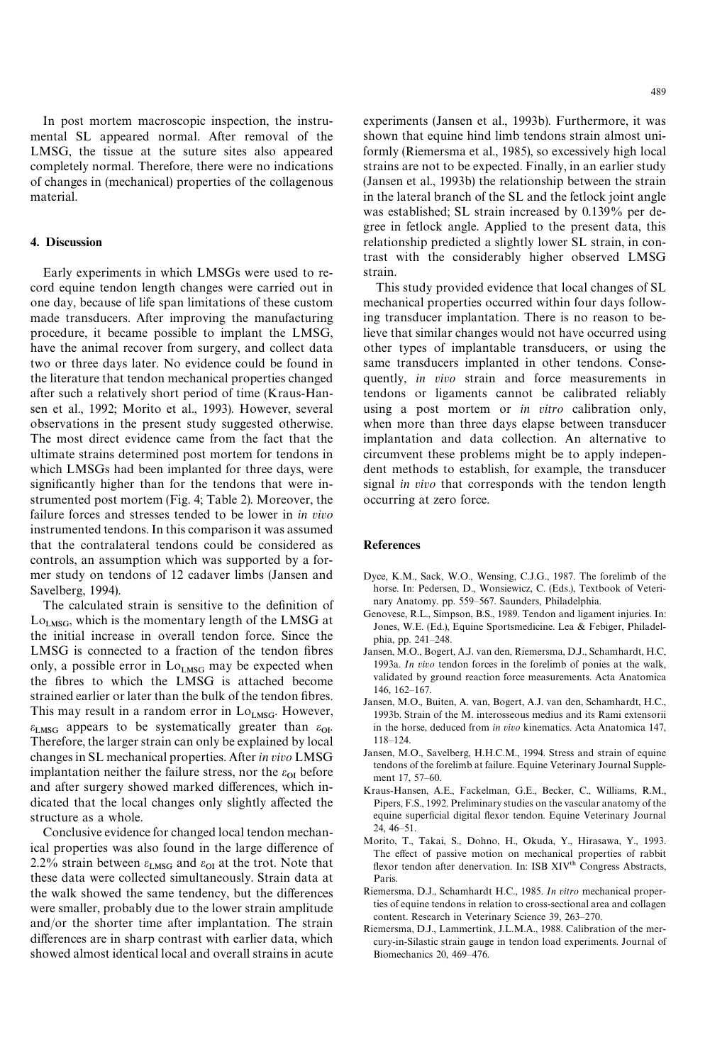In post mortem macroscopic inspection, the instrumental SL appeared normal. After removal of the LMSG, the tissue at the suture sites also appeared completely normal. Therefore, there were no indications of changes in (mechanical) properties of the collagenous material.

## 4. Discussion

Early experiments in which LMSGs were used to record equine tendon length changes were carried out in one day, because of life span limitations of these custom made transducers. After improving the manufacturing procedure, it became possible to implant the LMSG, have the animal recover from surgery, and collect data two or three days later. No evidence could be found in the literature that tendon mechanical properties changed after such a relatively short period of time (Kraus-Hansen et al., 1992; Morito et al., 1993). However, several observations in the present study suggested otherwise. The most direct evidence came from the fact that the ultimate strains determined post mortem for tendons in which LMSGs had been implanted for three days, were significantly higher than for the tendons that were instrumented post mortem (Fig. 4; Table 2). Moreover, the failure forces and stresses tended to be lower in *in vivo* instrumented tendons. In this comparison it was assumed that the contralateral tendons could be considered as controls, an assumption which was supported by a former study on tendons of 12 cadaver limbs (Jansen and Savelberg, 1994).

The calculated strain is sensitive to the definition of $Lo_{LMSG}$, which is the momentary length of the LMSG at the initial increase in overall tendon force. Since the LMSG is connected to a fraction of the tendon fibres only, a possible error in $Lo_{LMSG}$ may be expected when the fibres to which the LMSG is attached become strained earlier or later than the bulk of the tendon fibres. This may result in a random error in $Lo_{LMSG}$. However, $\varepsilon_{LMSG}$ appears to be systematically greater than $\varepsilon_{OI}$. Therefore, the larger strain can only be explained by local changes in SL mechanical properties. After *in vivo* LMSG implantation neither the failure stress, nor the $\varepsilon_{OI}$ before and after surgery showed marked differences, which indicated that the local changes only slightly affected the structure as a whole.

Conclusive evidence for changed local tendon mechanical properties was also found in the large difference of 2.2% strain between $\varepsilon_{LMSG}$ and $\varepsilon_{OI}$ at the trot. Note that these data were collected simultaneously. Strain data at the walk showed the same tendency, but the differences were smaller, probably due to the lower strain amplitude and/or the shorter time after implantation. The strain differences are in sharp contrast with earlier data, which showed almost identical local and overall strains in acute experiments (Jansen et al., 1993b). Furthermore, it was shown that equine hind limb tendons strain almost uniformly (Riemersma et al., 1985), so excessively high local strains are not to be expected. Finally, in an earlier study (Jansen et al., 1993b) the relationship between the strain in the lateral branch of the SL and the fetlock joint angle was established; SL strain increased by 0.139% per degree in fetlock angle. Applied to the present data, this relationship predicted a slightly lower SL strain, in contrast with the considerably higher observed LMSG strain.

This study provided evidence that local changes of SL mechanical properties occurred within four days following transducer implantation. There is no reason to believe that similar changes would not have occurred using other types of implantable transducers, or using the same transducers implanted in other tendons. Consequently, *in vivo* strain and force measurements in tendons or ligaments cannot be calibrated reliably using a post mortem or *in vitro* calibration only, when more than three days elapse between transducer implantation and data collection. An alternative to circumvent these problems might be to apply independent methods to establish, for example, the transducer signal *in vivo* that corresponds with the tendon length occurring at zero force.

## References

Dyce, K.M., Sack, W.O., Wensing, C.J.G., 1987. The forelimb of the horse. In: Pedersen, D., Wonsiewicz, C. (Eds.), Textbook of Veterinary Anatomy. pp. 559–567. Saunders, Philadelphia.

Genovese, R.L., Simpson, B.S., 1989. Tendon and ligament injuries. In: Jones, W.E. (Ed.), Equine Sportsmedicine. Lea & Febiger, Philadelphia, pp. 241–248.

Jansen, M.O., Bogert, A.J. van den, Riemersma, D.J., Schamhardt, H.C, 1993a. *In vivo* tendon forces in the forelimb of ponies at the walk, validated by ground reaction force measurements. Acta Anatomica 146, 162–167.

Jansen, M.O., Buiten, A. van, Bogert, A.J. van den, Schamhardt, H.C., 1993b. Strain of the M. interosseous medius and its Rami extensorii in the horse, deduced from *in vivo* kinematics. Acta Anatomica 147, 118–124.

Jansen, M.O., Savelberg, H.H.C.M., 1994. Stress and strain of equine tendons of the forelimb at failure. Equine Veterinary Journal Supplement 17, 57–60.

Kraus-Hansen, A.E., Fackelman, G.E., Becker, C., Williams, R.M., Pipers, F.S., 1992. Preliminary studies on the vascular anatomy of the equine superficial digital flexor tendon. Equine Veterinary Journal 24, 46–51.

Morito, T., Takai, S., Dohno, H., Okuda, Y., Hirasawa, Y., 1993. The effect of passive motion on mechanical properties of rabbit flexor tendon after denervation. In: ISB XIV[th] Congress Abstracts, Paris.

Riemersma, D.J., Schamhardt H.C., 1985. *In vitro* mechanical properties of equine tendons in relation to cross-sectional area and collagen content. Research in Veterinary Science 39, 263–270.

Riemersma, D.J., Lammertink, J.L.M.A., 1988. Calibration of the mercury-in-Silastic strain gauge in tendon load experiments. Journal of Biomechanics 20, 469–476.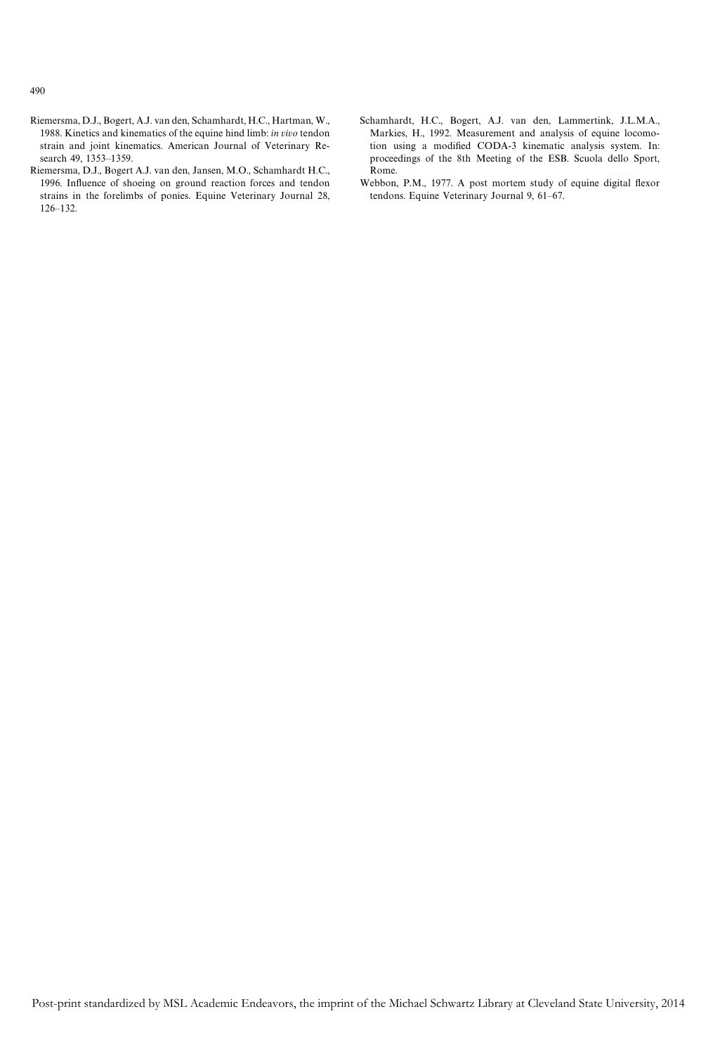Riemersma, D.J., Bogert, A.J. van den, Schamhardt, H.C., Hartman, W., 1988. Kinetics and kinematics of the equine hind limb: *in vivo* tendon strain and joint kinematics. American Journal of Veterinary Research 49, 1353–1359.

Riemersma, D.J., Bogert A.J. van den, Jansen, M.O., Schamhardt H.C., 1996. Influence of shoeing on ground reaction forces and tendon strains in the forelimbs of ponies. Equine Veterinary Journal 28, 126–132.

Schamhardt, H.C., Bogert, A.J. van den, Lammertink, J.L.M.A., Markies, H., 1992. Measurement and analysis of equine locomotion using a modified CODA-3 kinematic analysis system. In: proceedings of the 8th Meeting of the ESB. Scuola dello Sport, Rome.

Webbon, P.M., 1977. A post mortem study of equine digital flexor tendons. Equine Veterinary Journal 9, 61–67.

Post-print standardized by MSL Academic Endeavors, the imprint of the Michael Schwartz Library at Cleveland State University, 2014